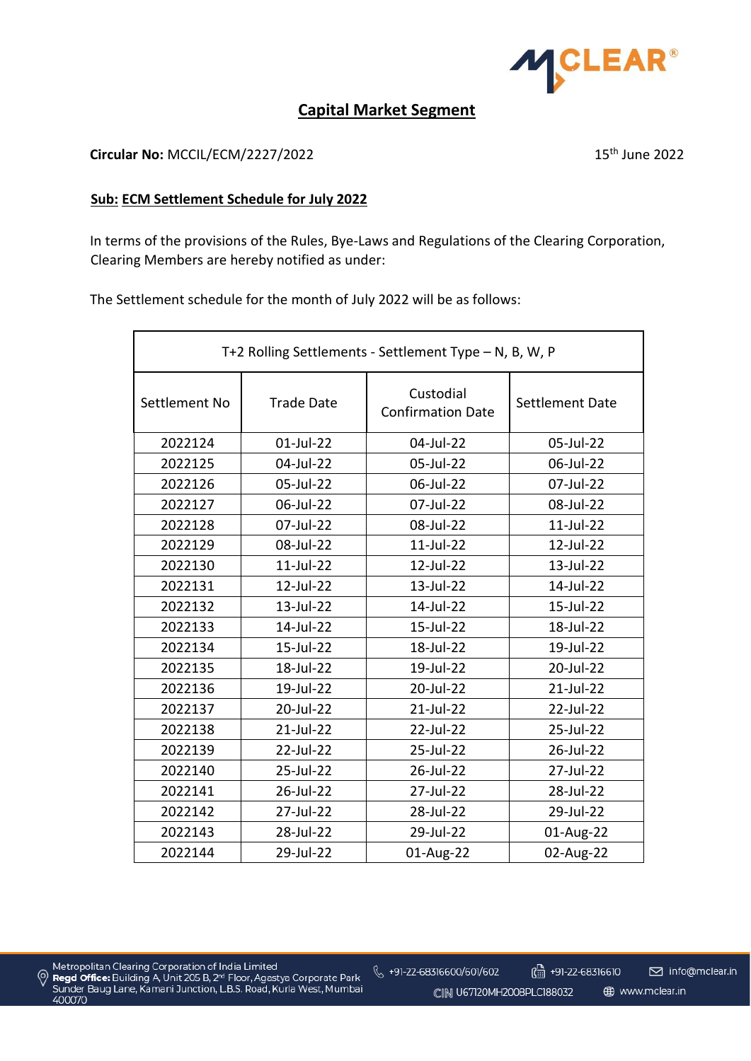## Capital Market Segment

**Circular No:** MCCIL/ECM/2227/2022

15th June 2022

**Sub: ECM Settlement Schedule for July 2022**

In terms of the provisions of the Rules, Bye-Laws and Regulations of the Clearing Corporation, Clearing Members are hereby notified as under:

The Settlement schedule for the month of July 2022 will be as follows:

| T+2 Rolling Settlements - Settlement Type – N, B, W, P | | | |
|---|---|---|---|
| Settlement No | Trade Date | Custodial Confirmation Date | Settlement Date |
| 2022124 | 01-Jul-22 | 04-Jul-22 | 05-Jul-22 |
| 2022125 | 04-Jul-22 | 05-Jul-22 | 06-Jul-22 |
| 2022126 | 05-Jul-22 | 06-Jul-22 | 07-Jul-22 |
| 2022127 | 06-Jul-22 | 07-Jul-22 | 08-Jul-22 |
| 2022128 | 07-Jul-22 | 08-Jul-22 | 11-Jul-22 |
| 2022129 | 08-Jul-22 | 11-Jul-22 | 12-Jul-22 |
| 2022130 | 11-Jul-22 | 12-Jul-22 | 13-Jul-22 |
| 2022131 | 12-Jul-22 | 13-Jul-22 | 14-Jul-22 |
| 2022132 | 13-Jul-22 | 14-Jul-22 | 15-Jul-22 |
| 2022133 | 14-Jul-22 | 15-Jul-22 | 18-Jul-22 |
| 2022134 | 15-Jul-22 | 18-Jul-22 | 19-Jul-22 |
| 2022135 | 18-Jul-22 | 19-Jul-22 | 20-Jul-22 |
| 2022136 | 19-Jul-22 | 20-Jul-22 | 21-Jul-22 |
| 2022137 | 20-Jul-22 | 21-Jul-22 | 22-Jul-22 |
| 2022138 | 21-Jul-22 | 22-Jul-22 | 25-Jul-22 |
| 2022139 | 22-Jul-22 | 25-Jul-22 | 26-Jul-22 |
| 2022140 | 25-Jul-22 | 26-Jul-22 | 27-Jul-22 |
| 2022141 | 26-Jul-22 | 27-Jul-22 | 28-Jul-22 |
| 2022142 | 27-Jul-22 | 28-Jul-22 | 29-Jul-22 |
| 2022143 | 28-Jul-22 | 29-Jul-22 | 01-Aug-22 |
| 2022144 | 29-Jul-22 | 01-Aug-22 | 02-Aug-22 |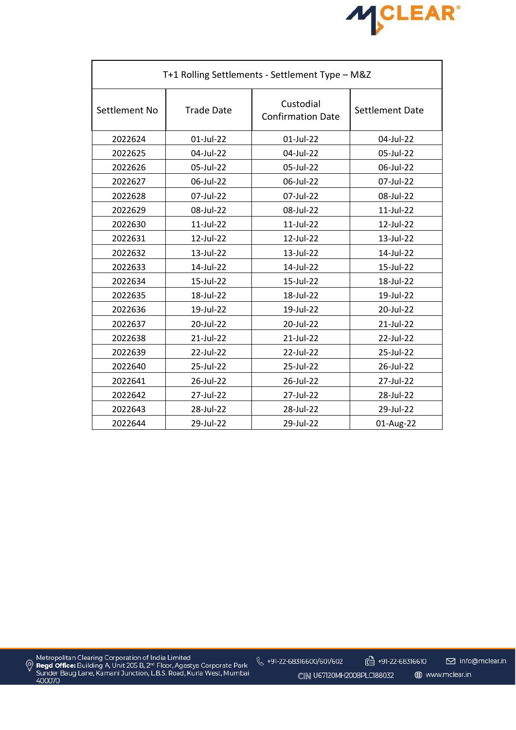| T+1 Rolling Settlements - Settlement Type – M&Z | | | |
|---|---|---|---|
| Settlement No | Trade Date | Custodial Confirmation Date | Settlement Date |
| 2022624 | 01-Jul-22 | 01-Jul-22 | 04-Jul-22 |
| 2022625 | 04-Jul-22 | 04-Jul-22 | 05-Jul-22 |
| 2022626 | 05-Jul-22 | 05-Jul-22 | 06-Jul-22 |
| 2022627 | 06-Jul-22 | 06-Jul-22 | 07-Jul-22 |
| 2022628 | 07-Jul-22 | 07-Jul-22 | 08-Jul-22 |
| 2022629 | 08-Jul-22 | 08-Jul-22 | 11-Jul-22 |
| 2022630 | 11-Jul-22 | 11-Jul-22 | 12-Jul-22 |
| 2022631 | 12-Jul-22 | 12-Jul-22 | 13-Jul-22 |
| 2022632 | 13-Jul-22 | 13-Jul-22 | 14-Jul-22 |
| 2022633 | 14-Jul-22 | 14-Jul-22 | 15-Jul-22 |
| 2022634 | 15-Jul-22 | 15-Jul-22 | 18-Jul-22 |
| 2022635 | 18-Jul-22 | 18-Jul-22 | 19-Jul-22 |
| 2022636 | 19-Jul-22 | 19-Jul-22 | 20-Jul-22 |
| 2022637 | 20-Jul-22 | 20-Jul-22 | 21-Jul-22 |
| 2022638 | 21-Jul-22 | 21-Jul-22 | 22-Jul-22 |
| 2022639 | 22-Jul-22 | 22-Jul-22 | 25-Jul-22 |
| 2022640 | 25-Jul-22 | 25-Jul-22 | 26-Jul-22 |
| 2022641 | 26-Jul-22 | 26-Jul-22 | 27-Jul-22 |
| 2022642 | 27-Jul-22 | 27-Jul-22 | 28-Jul-22 |
| 2022643 | 28-Jul-22 | 28-Jul-22 | 29-Jul-22 |
| 2022644 | 29-Jul-22 | 29-Jul-22 | 01-Aug-22 |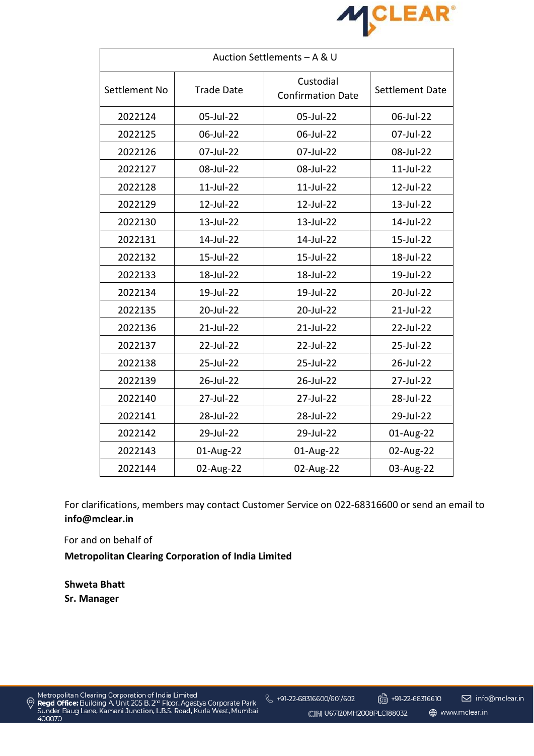| Auction Settlements – A & U | | | |
|---|---|---|---|
| Settlement No | Trade Date | Custodial Confirmation Date | Settlement Date |
| 2022124 | 05-Jul-22 | 05-Jul-22 | 06-Jul-22 |
| 2022125 | 06-Jul-22 | 06-Jul-22 | 07-Jul-22 |
| 2022126 | 07-Jul-22 | 07-Jul-22 | 08-Jul-22 |
| 2022127 | 08-Jul-22 | 08-Jul-22 | 11-Jul-22 |
| 2022128 | 11-Jul-22 | 11-Jul-22 | 12-Jul-22 |
| 2022129 | 12-Jul-22 | 12-Jul-22 | 13-Jul-22 |
| 2022130 | 13-Jul-22 | 13-Jul-22 | 14-Jul-22 |
| 2022131 | 14-Jul-22 | 14-Jul-22 | 15-Jul-22 |
| 2022132 | 15-Jul-22 | 15-Jul-22 | 18-Jul-22 |
| 2022133 | 18-Jul-22 | 18-Jul-22 | 19-Jul-22 |
| 2022134 | 19-Jul-22 | 19-Jul-22 | 20-Jul-22 |
| 2022135 | 20-Jul-22 | 20-Jul-22 | 21-Jul-22 |
| 2022136 | 21-Jul-22 | 21-Jul-22 | 22-Jul-22 |
| 2022137 | 22-Jul-22 | 22-Jul-22 | 25-Jul-22 |
| 2022138 | 25-Jul-22 | 25-Jul-22 | 26-Jul-22 |
| 2022139 | 26-Jul-22 | 26-Jul-22 | 27-Jul-22 |
| 2022140 | 27-Jul-22 | 27-Jul-22 | 28-Jul-22 |
| 2022141 | 28-Jul-22 | 28-Jul-22 | 29-Jul-22 |
| 2022142 | 29-Jul-22 | 29-Jul-22 | 01-Aug-22 |
| 2022143 | 01-Aug-22 | 01-Aug-22 | 02-Aug-22 |
| 2022144 | 02-Aug-22 | 02-Aug-22 | 03-Aug-22 |

For clarifications, members may contact Customer Service on 022-68316600 or send an email to **info@mclear.in**

For and on behalf of

**Metropolitan Clearing Corporation of India Limited**

**Shweta Bhatt**
**Sr. Manager**